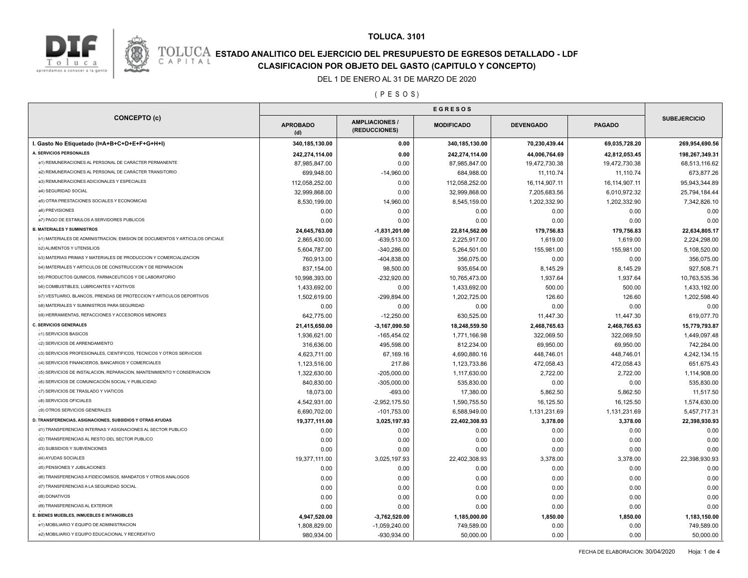# TOLUCA. 3101

## ESTADO ANALITICO DEL EJERCICIO DEL PRESUPUESTO DE EGRESOS DETALLADO - LDF

## CLASIFICACION POR OBJETO DEL GASTO (CAPITULO Y CONCEPTO)

DEL 1 DE ENERO AL 31 DE MARZO DE 2020

( P E S O S )

| CONCEPTO (c) | EGRESOS | | | | | SUBEJERCICIO |
|---|---|---|---|---|---|---|
| | APROBADO (d) | AMPLIACIONES / (REDUCCIONES) | MODIFICADO | DEVENGADO | PAGADO | |
| **I. Gasto No Etiquetado (I=A+B+C+D+E+F+G+H+I)** | **340,185,130.00** | **0.00** | **340,185,130.00** | **70,230,439.44** | **69,035,728.20** | **269,954,690.56** |
| **A. SERVICIOS PERSONALES** | **242,274,114.00** | **0.00** | **242,274,114.00** | **44,006,764.69** | **42,812,053.45** | **198,267,349.31** |
| a1) REMUNERACIONES AL PERSONAL DE CARÁCTER PERMANENTE | 87,985,847.00 | 0.00 | 87,985,847.00 | 19,472,730.38 | 19,472,730.38 | 68,513,116.62 |
| a2) REMUNERACIONES AL PERSONAL DE CARÁCTER TRANSITORIO | 699,948.00 | -14,960.00 | 684,988.00 | 11,110.74 | 11,110.74 | 673,877.26 |
| a3) REMUNERACIONES ADICIONALES Y ESPECIALES | 112,058,252.00 | 0.00 | 112,058,252.00 | 16,114,907.11 | 16,114,907.11 | 95,943,344.89 |
| a4) SEGURIDAD SOCIAL | 32,999,868.00 | 0.00 | 32,999,868.00 | 7,205,683.56 | 6,010,972.32 | 25,794,184.44 |
| a5) OTRA PRESTACIONES SOCIALES Y ECONOMICAS | 8,530,199.00 | 14,960.00 | 8,545,159.00 | 1,202,332.90 | 1,202,332.90 | 7,342,826.10 |
| a6) PREVISIONES | 0.00 | 0.00 | 0.00 | 0.00 | 0.00 | 0.00 |
| a7) PAGO DE ESTIMULOS A SERVIDORES PUBLICOS | 0.00 | 0.00 | 0.00 | 0.00 | 0.00 | 0.00 |
| **B. MATERIALES Y SUMINISTROS** | **24,645,763.00** | **-1,831,201.00** | **22,814,562.00** | **179,756.83** | **179,756.83** | **22,634,805.17** |
| b1) MATERIALES DE ADMINISTRACION, EMISION DE DOCUMENTOS Y ARTICULOS OFICIALE | 2,865,430.00 | -639,513.00 | 2,225,917.00 | 1,619.00 | 1,619.00 | 2,224,298.00 |
| b2) ALIMENTOS Y UTENSILIOS | 5,604,787.00 | -340,286.00 | 5,264,501.00 | 155,981.00 | 155,981.00 | 5,108,520.00 |
| b3) MATERIAS PRIMAS Y MATERIALES DE PRODUCCION Y COMERCIALIZACION | 760,913.00 | -404,838.00 | 356,075.00 | 0.00 | 0.00 | 356,075.00 |
| b4) MATERIALES Y ARTICULOS DE CONSTRUCCION Y DE REPARACION | 837,154.00 | 98,500.00 | 935,654.00 | 8,145.29 | 8,145.29 | 927,508.71 |
| b5) PRODUCTOS QUIMICOS, FARMACEUTICOS Y DE LABORATORIO | 10,998,393.00 | -232,920.00 | 10,765,473.00 | 1,937.64 | 1,937.64 | 10,763,535.36 |
| b6) COMBUSTIBLES, LUBRICANTES Y ADITIVOS | 1,433,692.00 | 0.00 | 1,433,692.00 | 500.00 | 500.00 | 1,433,192.00 |
| b7) VESTUARIO, BLANCOS, PRENDAS DE PROTECCION Y ARTICULOS DEPORTIVOS | 1,502,619.00 | -299,894.00 | 1,202,725.00 | 126.60 | 126.60 | 1,202,598.40 |
| b8) MATERIALES Y SUMINISTROS PARA SEGURIDAD | 0.00 | 0.00 | 0.00 | 0.00 | 0.00 | 0.00 |
| b9) HERRAMIENTAS, REFACCIONES Y ACCESORIOS MENORES | 642,775.00 | -12,250.00 | 630,525.00 | 11,447.30 | 11,447.30 | 619,077.70 |
| **C. SERVICIOS GENERALES** | **21,415,650.00** | **-3,167,090.50** | **18,248,559.50** | **2,468,765.63** | **2,468,765.63** | **15,779,793.87** |
| c1) SERVICIOS BASICOS | 1,936,621.00 | -165,454.02 | 1,771,166.98 | 322,069.50 | 322,069.50 | 1,449,097.48 |
| c2) SERVICIOS DE ARRENDAMIENTO | 316,636.00 | 495,598.00 | 812,234.00 | 69,950.00 | 69,950.00 | 742,284.00 |
| c3) SERVICIOS PROFESIONALES, CIENTIFICOS, TECNICOS Y OTROS SERVICIOS | 4,623,711.00 | 67,169.16 | 4,690,880.16 | 448,746.01 | 448,746.01 | 4,242,134.15 |
| c4) SERVICIOS FINANCIEROS, BANCARIOS Y COMERCIALES | 1,123,516.00 | 217.86 | 1,123,733.86 | 472,058.43 | 472,058.43 | 651,675.43 |
| c5) SERVICIOS DE INSTALACION, REPARACION, MANTENIMIENTO Y CONSERVACION | 1,322,630.00 | -205,000.00 | 1,117,630.00 | 2,722.00 | 2,722.00 | 1,114,908.00 |
| c6) SERVICIOS DE COMUNICACIÓN SOCIAL Y PUBLICIDAD | 840,830.00 | -305,000.00 | 535,830.00 | 0.00 | 0.00 | 535,830.00 |
| c7) SERVICIOS DE TRASLADO Y VIATICOS | 18,073.00 | -693.00 | 17,380.00 | 5,862.50 | 5,862.50 | 11,517.50 |
| c8) SERVICIOS OFICIALES | 4,542,931.00 | -2,952,175.50 | 1,590,755.50 | 16,125.50 | 16,125.50 | 1,574,630.00 |
| c9) OTROS SERVICIOS GENERALES | 6,690,702.00 | -101,753.00 | 6,588,949.00 | 1,131,231.69 | 1,131,231.69 | 5,457,717.31 |
| **D. TRANSFERENCIAS, ASIGNACIONES, SUBSIDIOS Y OTRAS AYUDAS** | **19,377,111.00** | **3,025,197.93** | **22,402,308.93** | **3,378.00** | **3,378.00** | **22,398,930.93** |
| d1) TRANSFERENCIAS INTERNAS Y ASIGNACIONES AL SECTOR PUBLICO | 0.00 | 0.00 | 0.00 | 0.00 | 0.00 | 0.00 |
| d2) TRANSFERENCIAS AL RESTO DEL SECTOR PUBLICO | 0.00 | 0.00 | 0.00 | 0.00 | 0.00 | 0.00 |
| d3) SUBSIDIOS Y SUBVENCIONES | 0.00 | 0.00 | 0.00 | 0.00 | 0.00 | 0.00 |
| d4) AYUDAS SOCIALES | 19,377,111.00 | 3,025,197.93 | 22,402,308.93 | 3,378.00 | 3,378.00 | 22,398,930.93 |
| d5) PENSIONES Y JUBILACIONES | 0.00 | 0.00 | 0.00 | 0.00 | 0.00 | 0.00 |
| d6) TRANSFERENCIAS A FIDEICOMISOS, MANDATOS Y OTROS ANALOGOS | 0.00 | 0.00 | 0.00 | 0.00 | 0.00 | 0.00 |
| d7) TRANSFERENCIAS A LA SEGURIDAD SOCIAL | 0.00 | 0.00 | 0.00 | 0.00 | 0.00 | 0.00 |
| d8) DONATIVOS | 0.00 | 0.00 | 0.00 | 0.00 | 0.00 | 0.00 |
| d9) TRANSFERENCIAS AL EXTERIOR | 0.00 | 0.00 | 0.00 | 0.00 | 0.00 | 0.00 |
| **E. BIENES MUEBLES, INMUEBLES E INTANGIBLES** | **4,947,520.00** | **-3,762,520.00** | **1,185,000.00** | **1,850.00** | **1,850.00** | **1,183,150.00** |
| e1) MOBILIARIO Y EQUIPO DE ADMINISTRACION | 1,808,829.00 | -1,059,240.00 | 749,589.00 | 0.00 | 0.00 | 749,589.00 |
| e2) MOBILIARIO Y EQUIPO EDUCACIONAL Y RECREATIVO | 980,934.00 | -930,934.00 | 50,000.00 | 0.00 | 0.00 | 50,000.00 |

FECHA DE ELABORACION: 30/04/2020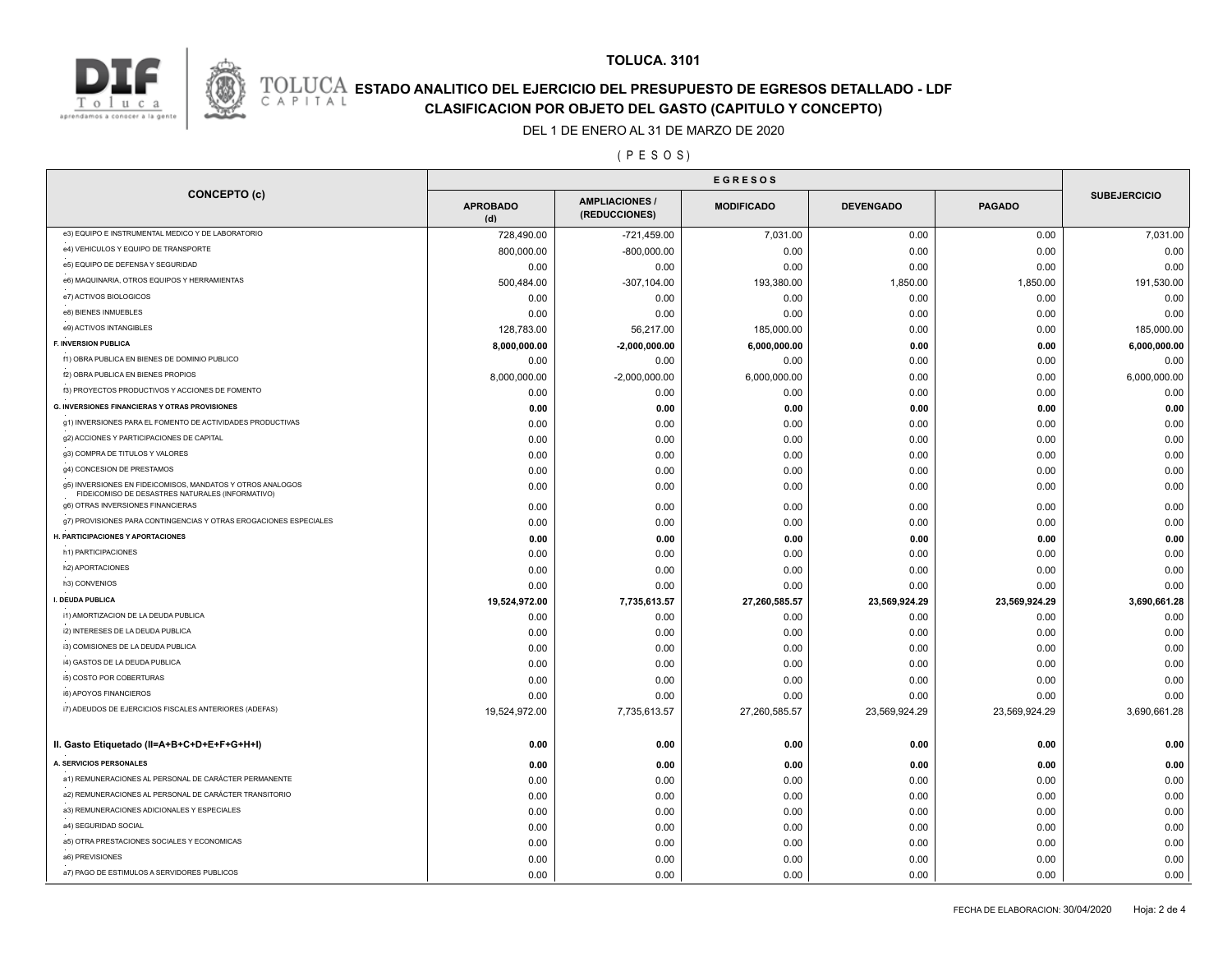**TOLUCA. 3101**

## ESTADO ANALITICO DEL EJERCICIO DEL PRESUPUESTO DE EGRESOS DETALLADO - LDF

### CLASIFICACION POR OBJETO DEL GASTO (CAPITULO Y CONCEPTO)

DEL 1 DE ENERO AL 31 DE MARZO DE 2020

( P E S O S )

| CONCEPTO (c) | EGRESOS | | | | | SUBEJERCICIO |
|---|---|---|---|---|---|---|
| | APROBADO (d) | AMPLIACIONES / (REDUCCIONES) | MODIFICADO | DEVENGADO | PAGADO | |
| e3) EQUIPO E INSTRUMENTAL MEDICO Y DE LABORATORIO | 728,490.00 | -721,459.00 | 7,031.00 | 0.00 | 0.00 | 7,031.00 |
| e4) VEHICULOS Y EQUIPO DE TRANSPORTE | 800,000.00 | -800,000.00 | 0.00 | 0.00 | 0.00 | 0.00 |
| e5) EQUIPO DE DEFENSA Y SEGURIDAD | 0.00 | 0.00 | 0.00 | 0.00 | 0.00 | 0.00 |
| e6) MAQUINARIA, OTROS EQUIPOS Y HERRAMIENTAS | 500,484.00 | -307,104.00 | 193,380.00 | 1,850.00 | 1,850.00 | 191,530.00 |
| e7) ACTIVOS BIOLOGICOS | 0.00 | 0.00 | 0.00 | 0.00 | 0.00 | 0.00 |
| e8) BIENES INMUEBLES | 0.00 | 0.00 | 0.00 | 0.00 | 0.00 | 0.00 |
| e9) ACTIVOS INTANGIBLES | 128,783.00 | 56,217.00 | 185,000.00 | 0.00 | 0.00 | 185,000.00 |
| **F. INVERSION PUBLICA** | **8,000,000.00** | **-2,000,000.00** | **6,000,000.00** | **0.00** | **0.00** | **6,000,000.00** |
| f1) OBRA PUBLICA EN BIENES DE DOMINIO PUBLICO | 0.00 | 0.00 | 0.00 | 0.00 | 0.00 | 0.00 |
| f2) OBRA PUBLICA EN BIENES PROPIOS | 8,000,000.00 | -2,000,000.00 | 6,000,000.00 | 0.00 | 0.00 | 6,000,000.00 |
| f3) PROYECTOS PRODUCTIVOS Y ACCIONES DE FOMENTO | 0.00 | 0.00 | 0.00 | 0.00 | 0.00 | 0.00 |
| **G. INVERSIONES FINANCIERAS Y OTRAS PROVISIONES** | **0.00** | **0.00** | **0.00** | **0.00** | **0.00** | **0.00** |
| g1) INVERSIONES PARA EL FOMENTO DE ACTIVIDADES PRODUCTIVAS | 0.00 | 0.00 | 0.00 | 0.00 | 0.00 | 0.00 |
| g2) ACCIONES Y PARTICIPACIONES DE CAPITAL | 0.00 | 0.00 | 0.00 | 0.00 | 0.00 | 0.00 |
| g3) COMPRA DE TITULOS Y VALORES | 0.00 | 0.00 | 0.00 | 0.00 | 0.00 | 0.00 |
| g4) CONCESION DE PRESTAMOS | 0.00 | 0.00 | 0.00 | 0.00 | 0.00 | 0.00 |
| g5) INVERSIONES EN FIDEICOMISOS, MANDATOS Y OTROS ANALOGOS FIDEICOMISO DE DESASTRES NATURALES (INFORMATIVO) | 0.00 | 0.00 | 0.00 | 0.00 | 0.00 | 0.00 |
| g6) OTRAS INVERSIONES FINANCIERAS | 0.00 | 0.00 | 0.00 | 0.00 | 0.00 | 0.00 |
| g7) PROVISIONES PARA CONTINGENCIAS Y OTRAS EROGACIONES ESPECIALES | 0.00 | 0.00 | 0.00 | 0.00 | 0.00 | 0.00 |
| **H. PARTICIPACIONES Y APORTACIONES** | **0.00** | **0.00** | **0.00** | **0.00** | **0.00** | **0.00** |
| h1) PARTICIPACIONES | 0.00 | 0.00 | 0.00 | 0.00 | 0.00 | 0.00 |
| h2) APORTACIONES | 0.00 | 0.00 | 0.00 | 0.00 | 0.00 | 0.00 |
| h3) CONVENIOS | 0.00 | 0.00 | 0.00 | 0.00 | 0.00 | 0.00 |
| **I. DEUDA PUBLICA** | **19,524,972.00** | **7,735,613.57** | **27,260,585.57** | **23,569,924.29** | **23,569,924.29** | **3,690,661.28** |
| i1) AMORTIZACION DE LA DEUDA PUBLICA | 0.00 | 0.00 | 0.00 | 0.00 | 0.00 | 0.00 |
| i2) INTERESES DE LA DEUDA PUBLICA | 0.00 | 0.00 | 0.00 | 0.00 | 0.00 | 0.00 |
| i3) COMISIONES DE LA DEUDA PUBLICA | 0.00 | 0.00 | 0.00 | 0.00 | 0.00 | 0.00 |
| i4) GASTOS DE LA DEUDA PUBLICA | 0.00 | 0.00 | 0.00 | 0.00 | 0.00 | 0.00 |
| i5) COSTO POR COBERTURAS | 0.00 | 0.00 | 0.00 | 0.00 | 0.00 | 0.00 |
| i6) APOYOS FINANCIEROS | 0.00 | 0.00 | 0.00 | 0.00 | 0.00 | 0.00 |
| i7) ADEUDOS DE EJERCICIOS FISCALES ANTERIORES (ADEFAS) | 19,524,972.00 | 7,735,613.57 | 27,260,585.57 | 23,569,924.29 | 23,569,924.29 | 3,690,661.28 |
| **II. Gasto Etiquetado (II=A+B+C+D+E+F+G+H+I)** | **0.00** | **0.00** | **0.00** | **0.00** | **0.00** | **0.00** |
| **A. SERVICIOS PERSONALES** | **0.00** | **0.00** | **0.00** | **0.00** | **0.00** | **0.00** |
| a1) REMUNERACIONES AL PERSONAL DE CARÁCTER PERMANENTE | 0.00 | 0.00 | 0.00 | 0.00 | 0.00 | 0.00 |
| a2) REMUNERACIONES AL PERSONAL DE CARÁCTER TRANSITORIO | 0.00 | 0.00 | 0.00 | 0.00 | 0.00 | 0.00 |
| a3) REMUNERACIONES ADICIONALES Y ESPECIALES | 0.00 | 0.00 | 0.00 | 0.00 | 0.00 | 0.00 |
| a4) SEGURIDAD SOCIAL | 0.00 | 0.00 | 0.00 | 0.00 | 0.00 | 0.00 |
| a5) OTRA PRESTACIONES SOCIALES Y ECONOMICAS | 0.00 | 0.00 | 0.00 | 0.00 | 0.00 | 0.00 |
| a6) PREVISIONES | 0.00 | 0.00 | 0.00 | 0.00 | 0.00 | 0.00 |
| a7) PAGO DE ESTIMULOS A SERVIDORES PUBLICOS | 0.00 | 0.00 | 0.00 | 0.00 | 0.00 | 0.00 |

FECHA DE ELABORACION: 30/04/2020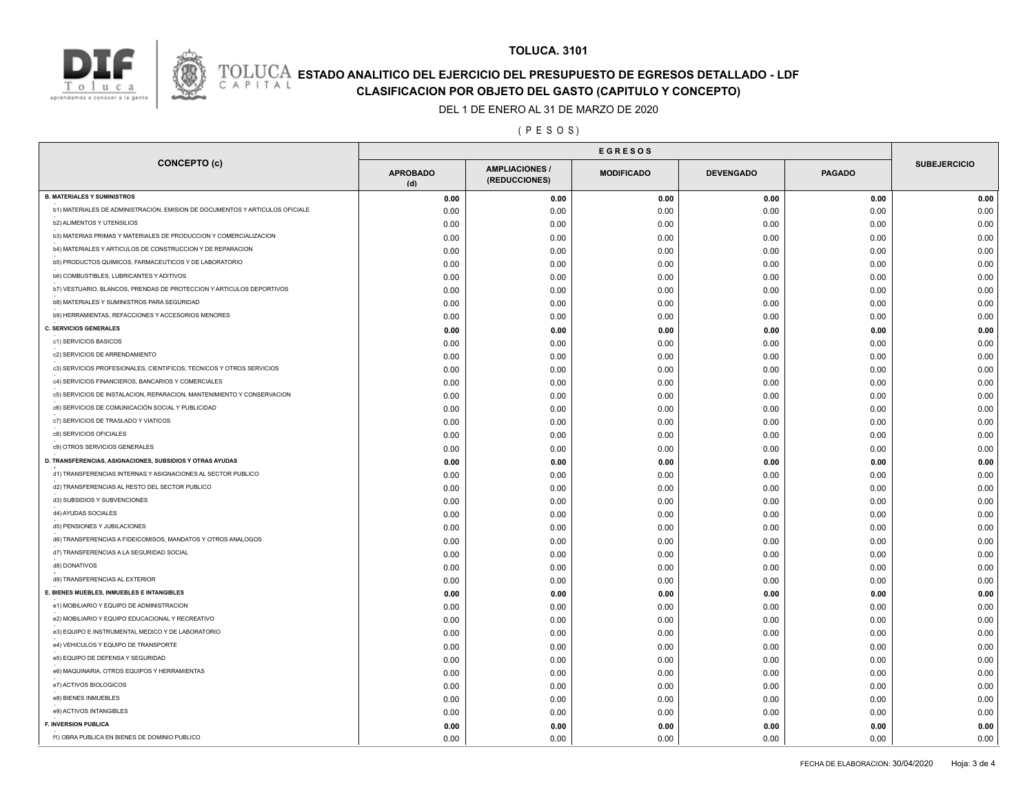**TOLUCA. 3101**

## ESTADO ANALITICO DEL EJERCICIO DEL PRESUPUESTO DE EGRESOS DETALLADO - LDF
## CLASIFICACION POR OBJETO DEL GASTO (CAPITULO Y CONCEPTO)

DEL 1 DE ENERO AL 31 DE MARZO DE 2020

( P E S O S )

| CONCEPTO (c) | EGRESOS | | | | | SUBEJERCICIO |
|---|---|---|---|---|---|---|
| | APROBADO (d) | AMPLIACIONES / (REDUCCIONES) | MODIFICADO | DEVENGADO | PAGADO | |
| **B. MATERIALES Y SUMINISTROS** | **0.00** | **0.00** | **0.00** | **0.00** | **0.00** | **0.00** |
| b1) MATERIALES DE ADMINISTRACION, EMISION DE DOCUMENTOS Y ARTICULOS OFICIALE | 0.00 | 0.00 | 0.00 | 0.00 | 0.00 | 0.00 |
| b2) ALIMENTOS Y UTENSILIOS | 0.00 | 0.00 | 0.00 | 0.00 | 0.00 | 0.00 |
| b3) MATERIAS PRIMAS Y MATERIALES DE PRODUCCION Y COMERCIALIZACION | 0.00 | 0.00 | 0.00 | 0.00 | 0.00 | 0.00 |
| b4) MATERIALES Y ARTICULOS DE CONSTRUCCION Y DE REPARACION | 0.00 | 0.00 | 0.00 | 0.00 | 0.00 | 0.00 |
| b5) PRODUCTOS QUIMICOS, FARMACEUTICOS Y DE LABORATORIO | 0.00 | 0.00 | 0.00 | 0.00 | 0.00 | 0.00 |
| b6) COMBUSTIBLES, LUBRICANTES Y ADITIVOS | 0.00 | 0.00 | 0.00 | 0.00 | 0.00 | 0.00 |
| b7) VESTUARIO, BLANCOS, PRENDAS DE PROTECCION Y ARTICULOS DEPORTIVOS | 0.00 | 0.00 | 0.00 | 0.00 | 0.00 | 0.00 |
| b8) MATERIALES Y SUMINISTROS PARA SEGURIDAD | 0.00 | 0.00 | 0.00 | 0.00 | 0.00 | 0.00 |
| b9) HERRAMIENTAS, REFACCIONES Y ACCESORIOS MENORES | 0.00 | 0.00 | 0.00 | 0.00 | 0.00 | 0.00 |
| **C. SERVICIOS GENERALES** | **0.00** | **0.00** | **0.00** | **0.00** | **0.00** | **0.00** |
| c1) SERVICIOS BASICOS | 0.00 | 0.00 | 0.00 | 0.00 | 0.00 | 0.00 |
| c2) SERVICIOS DE ARRENDAMIENTO | 0.00 | 0.00 | 0.00 | 0.00 | 0.00 | 0.00 |
| c3) SERVICIOS PROFESIONALES, CIENTIFICOS, TECNICOS Y OTROS SERVICIOS | 0.00 | 0.00 | 0.00 | 0.00 | 0.00 | 0.00 |
| c4) SERVICIOS FINANCIEROS, BANCARIOS Y COMERCIALES | 0.00 | 0.00 | 0.00 | 0.00 | 0.00 | 0.00 |
| c5) SERVICIOS DE INSTALACION, REPARACION, MANTENIMIENTO Y CONSERVACION | 0.00 | 0.00 | 0.00 | 0.00 | 0.00 | 0.00 |
| c6) SERVICIOS DE COMUNICACIÓN SOCIAL Y PUBLICIDAD | 0.00 | 0.00 | 0.00 | 0.00 | 0.00 | 0.00 |
| c7) SERVICIOS DE TRASLADO Y VIATICOS | 0.00 | 0.00 | 0.00 | 0.00 | 0.00 | 0.00 |
| c8) SERVICIOS OFICIALES | 0.00 | 0.00 | 0.00 | 0.00 | 0.00 | 0.00 |
| c9) OTROS SERVICIOS GENERALES | 0.00 | 0.00 | 0.00 | 0.00 | 0.00 | 0.00 |
| **D. TRANSFERENCIAS, ASIGNACIONES, SUBSIDIOS Y OTRAS AYUDAS** | **0.00** | **0.00** | **0.00** | **0.00** | **0.00** | **0.00** |
| d1) TRANSFERENCIAS INTERNAS Y ASIGNACIONES AL SECTOR PUBLICO | 0.00 | 0.00 | 0.00 | 0.00 | 0.00 | 0.00 |
| d2) TRANSFERENCIAS AL RESTO DEL SECTOR PUBLICO | 0.00 | 0.00 | 0.00 | 0.00 | 0.00 | 0.00 |
| d3) SUBSIDIOS Y SUBVENCIONES | 0.00 | 0.00 | 0.00 | 0.00 | 0.00 | 0.00 |
| d4) AYUDAS SOCIALES | 0.00 | 0.00 | 0.00 | 0.00 | 0.00 | 0.00 |
| d5) PENSIONES Y JUBILACIONES | 0.00 | 0.00 | 0.00 | 0.00 | 0.00 | 0.00 |
| d6) TRANSFERENCIAS A FIDEICOMISOS, MANDATOS Y OTROS ANALOGOS | 0.00 | 0.00 | 0.00 | 0.00 | 0.00 | 0.00 |
| d7) TRANSFERENCIAS A LA SEGURIDAD SOCIAL | 0.00 | 0.00 | 0.00 | 0.00 | 0.00 | 0.00 |
| d8) DONATIVOS | 0.00 | 0.00 | 0.00 | 0.00 | 0.00 | 0.00 |
| d9) TRANSFERENCIAS AL EXTERIOR | 0.00 | 0.00 | 0.00 | 0.00 | 0.00 | 0.00 |
| **E. BIENES MUEBLES, INMUEBLES E INTANGIBLES** | **0.00** | **0.00** | **0.00** | **0.00** | **0.00** | **0.00** |
| e1) MOBILIARIO Y EQUIPO DE ADMINISTRACION | 0.00 | 0.00 | 0.00 | 0.00 | 0.00 | 0.00 |
| e2) MOBILIARIO Y EQUIPO EDUCACIONAL Y RECREATIVO | 0.00 | 0.00 | 0.00 | 0.00 | 0.00 | 0.00 |
| e3) EQUIPO E INSTRUMENTAL MEDICO Y DE LABORATORIO | 0.00 | 0.00 | 0.00 | 0.00 | 0.00 | 0.00 |
| e4) VEHICULOS Y EQUIPO DE TRANSPORTE | 0.00 | 0.00 | 0.00 | 0.00 | 0.00 | 0.00 |
| e5) EQUIPO DE DEFENSA Y SEGURIDAD | 0.00 | 0.00 | 0.00 | 0.00 | 0.00 | 0.00 |
| e6) MAQUINARIA, OTROS EQUIPOS Y HERRAMIENTAS | 0.00 | 0.00 | 0.00 | 0.00 | 0.00 | 0.00 |
| e7) ACTIVOS BIOLOGICOS | 0.00 | 0.00 | 0.00 | 0.00 | 0.00 | 0.00 |
| e8) BIENES INMUEBLES | 0.00 | 0.00 | 0.00 | 0.00 | 0.00 | 0.00 |
| e9) ACTIVOS INTANGIBLES | 0.00 | 0.00 | 0.00 | 0.00 | 0.00 | 0.00 |
| **F. INVERSION PUBLICA** | **0.00** | **0.00** | **0.00** | **0.00** | **0.00** | **0.00** |
| f1) OBRA PUBLICA EN BIENES DE DOMINIO PUBLICO | 0.00 | 0.00 | 0.00 | 0.00 | 0.00 | 0.00 |

FECHA DE ELABORACION: 30/04/2020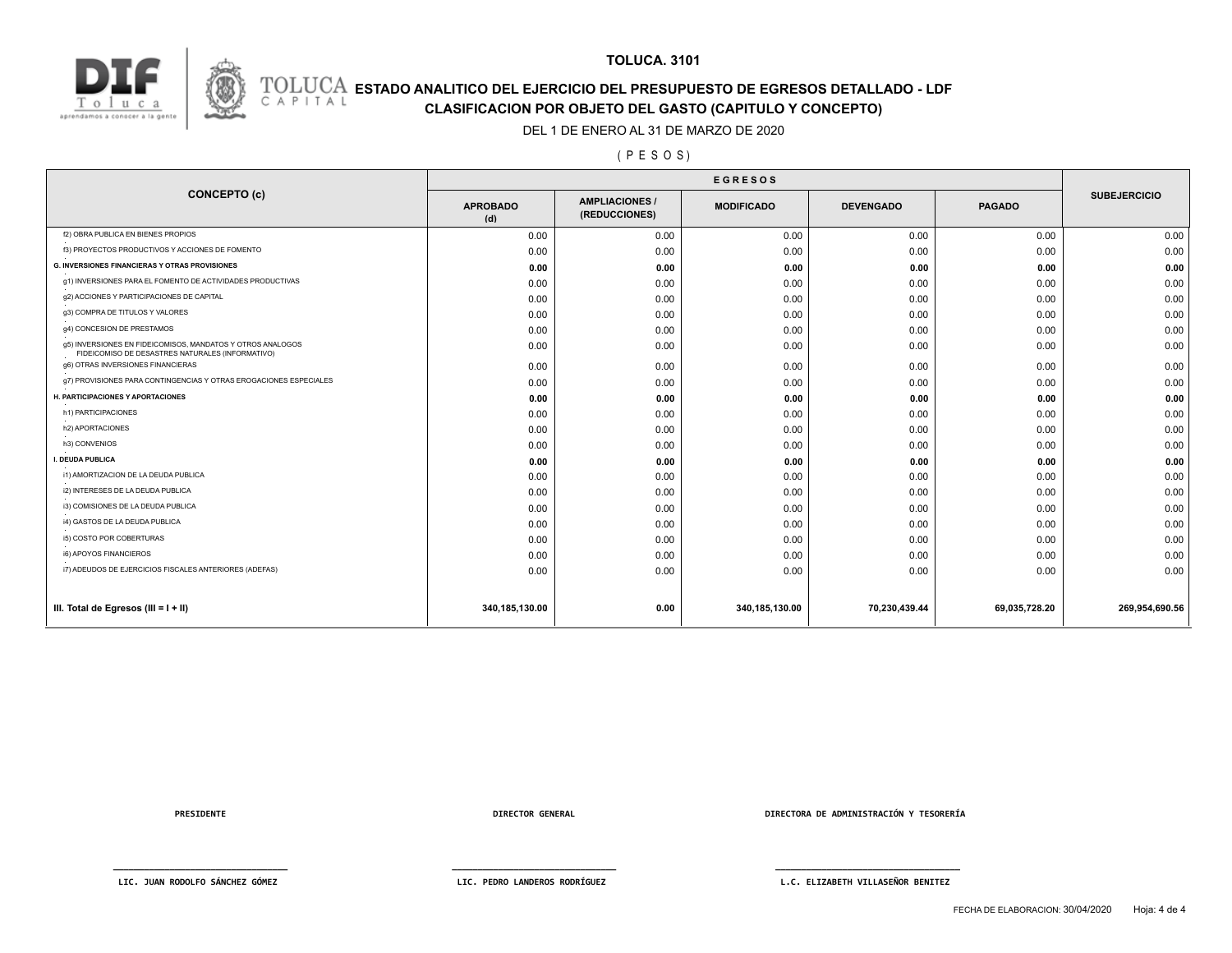# TOLUCA. 3101

## ESTADO ANALITICO DEL EJERCICIO DEL PRESUPUESTO DE EGRESOS DETALLADO - LDF

## CLASIFICACION POR OBJETO DEL GASTO (CAPITULO Y CONCEPTO)

DEL 1 DE ENERO AL 31 DE MARZO DE 2020

( P E S O S )

| CONCEPTO (c) | EGRESOS | | | | | SUBEJERCICIO |
|---|---|---|---|---|---|---|
| | APROBADO (d) | AMPLIACIONES / (REDUCCIONES) | MODIFICADO | DEVENGADO | PAGADO | |
| f2) OBRA PUBLICA EN BIENES PROPIOS | 0.00 | 0.00 | 0.00 | 0.00 | 0.00 | 0.00 |
| f3) PROYECTOS PRODUCTIVOS Y ACCIONES DE FOMENTO | 0.00 | 0.00 | 0.00 | 0.00 | 0.00 | 0.00 |
| **G. INVERSIONES FINANCIERAS Y OTRAS PROVISIONES** | **0.00** | **0.00** | **0.00** | **0.00** | **0.00** | **0.00** |
| g1) INVERSIONES PARA EL FOMENTO DE ACTIVIDADES PRODUCTIVAS | 0.00 | 0.00 | 0.00 | 0.00 | 0.00 | 0.00 |
| g2) ACCIONES Y PARTICIPACIONES DE CAPITAL | 0.00 | 0.00 | 0.00 | 0.00 | 0.00 | 0.00 |
| g3) COMPRA DE TITULOS Y VALORES | 0.00 | 0.00 | 0.00 | 0.00 | 0.00 | 0.00 |
| g4) CONCESION DE PRESTAMOS | 0.00 | 0.00 | 0.00 | 0.00 | 0.00 | 0.00 |
| g5) INVERSIONES EN FIDEICOMISOS, MANDATOS Y OTROS ANALOGOS FIDEICOMISO DE DESASTRES NATURALES (INFORMATIVO) | 0.00 | 0.00 | 0.00 | 0.00 | 0.00 | 0.00 |
| g6) OTRAS INVERSIONES FINANCIERAS | 0.00 | 0.00 | 0.00 | 0.00 | 0.00 | 0.00 |
| g7) PROVISIONES PARA CONTINGENCIAS Y OTRAS EROGACIONES ESPECIALES | 0.00 | 0.00 | 0.00 | 0.00 | 0.00 | 0.00 |
| **H. PARTICIPACIONES Y APORTACIONES** | **0.00** | **0.00** | **0.00** | **0.00** | **0.00** | **0.00** |
| h1) PARTICIPACIONES | 0.00 | 0.00 | 0.00 | 0.00 | 0.00 | 0.00 |
| h2) APORTACIONES | 0.00 | 0.00 | 0.00 | 0.00 | 0.00 | 0.00 |
| h3) CONVENIOS | 0.00 | 0.00 | 0.00 | 0.00 | 0.00 | 0.00 |
| **I. DEUDA PUBLICA** | **0.00** | **0.00** | **0.00** | **0.00** | **0.00** | **0.00** |
| i1) AMORTIZACION DE LA DEUDA PUBLICA | 0.00 | 0.00 | 0.00 | 0.00 | 0.00 | 0.00 |
| i2) INTERESES DE LA DEUDA PUBLICA | 0.00 | 0.00 | 0.00 | 0.00 | 0.00 | 0.00 |
| i3) COMISIONES DE LA DEUDA PUBLICA | 0.00 | 0.00 | 0.00 | 0.00 | 0.00 | 0.00 |
| i4) GASTOS DE LA DEUDA PUBLICA | 0.00 | 0.00 | 0.00 | 0.00 | 0.00 | 0.00 |
| i5) COSTO POR COBERTURAS | 0.00 | 0.00 | 0.00 | 0.00 | 0.00 | 0.00 |
| i6) APOYOS FINANCIEROS | 0.00 | 0.00 | 0.00 | 0.00 | 0.00 | 0.00 |
| i7) ADEUDOS DE EJERCICIOS FISCALES ANTERIORES (ADEFAS) | 0.00 | 0.00 | 0.00 | 0.00 | 0.00 | 0.00 |
| **III. Total de Egresos (III = I + II)** | **340,185,130.00** | **0.00** | **340,185,130.00** | **70,230,439.44** | **69,035,728.20** | **269,954,690.56** |

| PRESIDENTE | DIRECTOR GENERAL | DIRECTORA DE ADMINISTRACIÓN Y TESORERÍA |
|---|---|---|
| LIC. JUAN RODOLFO SÁNCHEZ GÓMEZ | LIC. PEDRO LANDEROS RODRÍGUEZ | L.C. ELIZABETH VILLASEÑOR BENITEZ |

FECHA DE ELABORACION: 30/04/2020